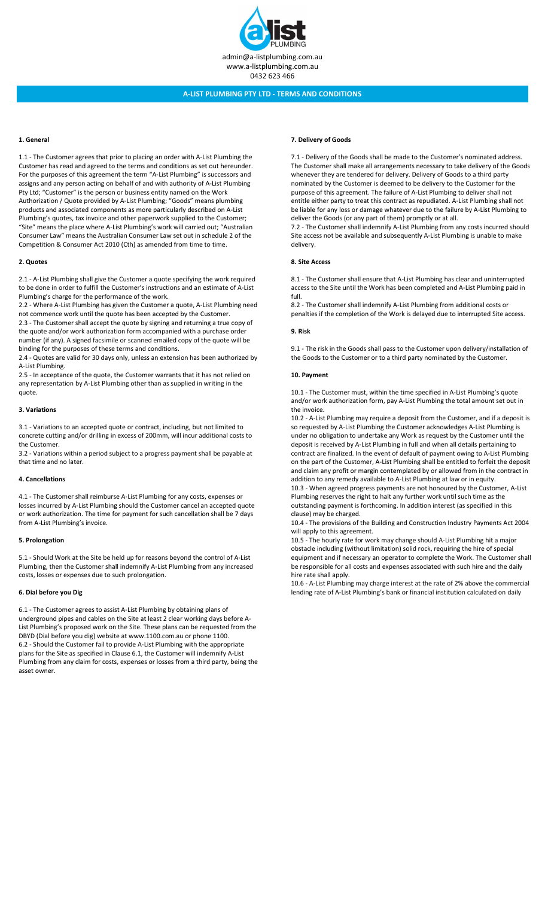admin@a-listplumbing.com.au
www.a-listplumbing.com.au
0432 623 466

# A-LIST PLUMBING PTY LTD - TERMS AND CONDITIONS

## 1. General

1.1 - The Customer agrees that prior to placing an order with A-List Plumbing the Customer has read and agreed to the terms and conditions as set out hereunder. For the purposes of this agreement the term "A-List Plumbing" is successors and assigns and any person acting on behalf of and with authority of A-List Plumbing Pty Ltd; "Customer" is the person or business entity named on the Work Authorization / Quote provided by A-List Plumbing; "Goods" means plumbing products and associated components as more particularly described on A-List Plumbing's quotes, tax invoice and other paperwork supplied to the Customer; "Site" means the place where A-List Plumbing's work will carried out; "Australian Consumer Law" means the Australian Consumer Law set out in schedule 2 of the Competition & Consumer Act 2010 (Cth) as amended from time to time.

## 2. Quotes

2.1 - A-List Plumbing shall give the Customer a quote specifying the work required to be done in order to fulfill the Customer's instructions and an estimate of A-List Plumbing's charge for the performance of the work.

2.2 - Where A-List Plumbing has given the Customer a quote, A-List Plumbing need not commence work until the quote has been accepted by the Customer.

2.3 - The Customer shall accept the quote by signing and returning a true copy of the quote and/or work authorization form accompanied with a purchase order number (if any). A signed facsimile or scanned emailed copy of the quote will be binding for the purposes of these terms and conditions.

2.4 - Quotes are valid for 30 days only, unless an extension has been authorized by A-List Plumbing.

2.5 - In acceptance of the quote, the Customer warrants that it has not relied on any representation by A-List Plumbing other than as supplied in writing in the quote.

## 3. Variations

3.1 - Variations to an accepted quote or contract, including, but not limited to concrete cutting and/or drilling in excess of 200mm, will incur additional costs to the Customer.

3.2 - Variations within a period subject to a progress payment shall be payable at that time and no later.

## 4. Cancellations

4.1 - The Customer shall reimburse A-List Plumbing for any costs, expenses or losses incurred by A-List Plumbing should the Customer cancel an accepted quote or work authorization. The time for payment for such cancellation shall be 7 days from A-List Plumbing's invoice.

## 5. Prolongation

5.1 - Should Work at the Site be held up for reasons beyond the control of A-List Plumbing, then the Customer shall indemnify A-List Plumbing from any increased costs, losses or expenses due to such prolongation.

## 6. Dial before you Dig

6.1 - The Customer agrees to assist A-List Plumbing by obtaining plans of underground pipes and cables on the Site at least 2 clear working days before A-List Plumbing's proposed work on the Site. These plans can be requested from the DBYD (Dial before you dig) website at www.1100.com.au or phone 1100.

6.2 - Should the Customer fail to provide A-List Plumbing with the appropriate plans for the Site as specified in Clause 6.1, the Customer will indemnify A-List Plumbing from any claim for costs, expenses or losses from a third party, being the asset owner.

## 7. Delivery of Goods

7.1 - Delivery of the Goods shall be made to the Customer's nominated address. The Customer shall make all arrangements necessary to take delivery of the Goods whenever they are tendered for delivery. Delivery of Goods to a third party nominated by the Customer is deemed to be delivery to the Customer for the purpose of this agreement. The failure of A-List Plumbing to deliver shall not entitle either party to treat this contract as repudiated. A-List Plumbing shall not be liable for any loss or damage whatever due to the failure by A-List Plumbing to deliver the Goods (or any part of them) promptly or at all.

7.2 - The Customer shall indemnify A-List Plumbing from any costs incurred should Site access not be available and subsequently A-List Plumbing is unable to make delivery.

## 8. Site Access

8.1 - The Customer shall ensure that A-List Plumbing has clear and uninterrupted access to the Site until the Work has been completed and A-List Plumbing paid in full.

8.2 - The Customer shall indemnify A-List Plumbing from additional costs or penalties if the completion of the Work is delayed due to interrupted Site access.

## 9. Risk

9.1 - The risk in the Goods shall pass to the Customer upon delivery/installation of the Goods to the Customer or to a third party nominated by the Customer.

## 10. Payment

10.1 - The Customer must, within the time specified in A-List Plumbing's quote and/or work authorization form, pay A-List Plumbing the total amount set out in the invoice.

10.2 - A-List Plumbing may require a deposit from the Customer, and if a deposit is so requested by A-List Plumbing the Customer acknowledges A-List Plumbing is under no obligation to undertake any Work as request by the Customer until the deposit is received by A-List Plumbing in full and when all details pertaining to contract are finalized. In the event of default of payment owing to A-List Plumbing on the part of the Customer, A-List Plumbing shall be entitled to forfeit the deposit and claim any profit or margin contemplated by or allowed from in the contract in addition to any remedy available to A-List Plumbing at law or in equity.

10.3 - When agreed progress payments are not honoured by the Customer, A-List Plumbing reserves the right to halt any further work until such time as the outstanding payment is forthcoming. In addition interest (as specified in this clause) may be charged.

10.4 - The provisions of the Building and Construction Industry Payments Act 2004 will apply to this agreement.

10.5 - The hourly rate for work may change should A-List Plumbing hit a major obstacle including (without limitation) solid rock, requiring the hire of special equipment and if necessary an operator to complete the Work. The Customer shall be responsible for all costs and expenses associated with such hire and the daily hire rate shall apply.

10.6 - A-List Plumbing may charge interest at the rate of 2% above the commercial lending rate of A-List Plumbing's bank or financial institution calculated on daily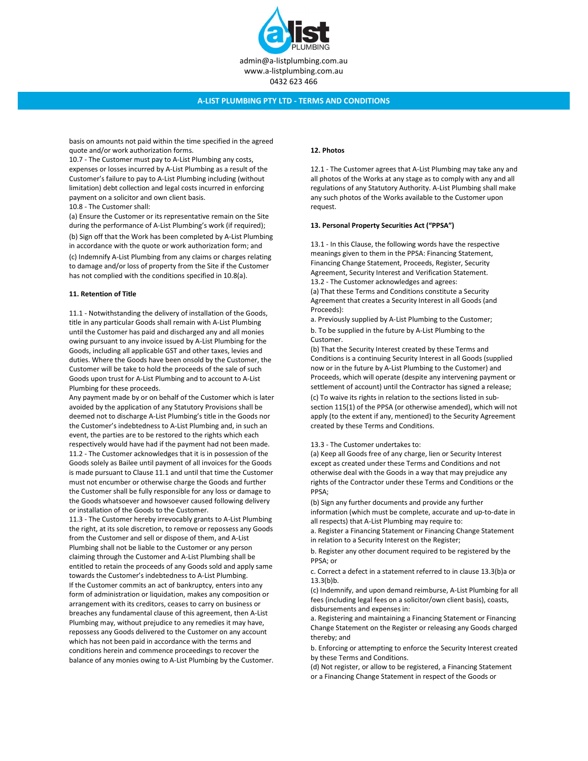basis on amounts not paid within the time specified in the agreed quote and/or work authorization forms.

10.7 - The Customer must pay to A-List Plumbing any costs, expenses or losses incurred by A-List Plumbing as a result of the Customer's failure to pay to A-List Plumbing including (without limitation) debt collection and legal costs incurred in enforcing payment on a solicitor and own client basis.

10.8 - The Customer shall:

(a) Ensure the Customer or its representative remain on the Site during the performance of A-List Plumbing's work (if required);

(b) Sign off that the Work has been completed by A-List Plumbing in accordance with the quote or work authorization form; and

(c) Indemnify A-List Plumbing from any claims or charges relating to damage and/or loss of property from the Site if the Customer has not complied with the conditions specified in 10.8(a).

**11. Retention of Title**

11.1 - Notwithstanding the delivery of installation of the Goods, title in any particular Goods shall remain with A-List Plumbing until the Customer has paid and discharged any and all monies owing pursuant to any invoice issued by A-List Plumbing for the Goods, including all applicable GST and other taxes, levies and duties. Where the Goods have been onsold by the Customer, the Customer will be take to hold the proceeds of the sale of such Goods upon trust for A-List Plumbing and to account to A-List Plumbing for these proceeds.

Any payment made by or on behalf of the Customer which is later avoided by the application of any Statutory Provisions shall be deemed not to discharge A-List Plumbing's title in the Goods nor the Customer's indebtedness to A-List Plumbing and, in such an event, the parties are to be restored to the rights which each respectively would have had if the payment had not been made.

11.2 - The Customer acknowledges that it is in possession of the Goods solely as Bailee until payment of all invoices for the Goods is made pursuant to Clause 11.1 and until that time the Customer must not encumber or otherwise charge the Goods and further the Customer shall be fully responsible for any loss or damage to the Goods whatsoever and howsoever caused following delivery or installation of the Goods to the Customer.

11.3 - The Customer hereby irrevocably grants to A-List Plumbing the right, at its sole discretion, to remove or repossess any Goods from the Customer and sell or dispose of them, and A-List Plumbing shall not be liable to the Customer or any person claiming through the Customer and A-List Plumbing shall be entitled to retain the proceeds of any Goods sold and apply same towards the Customer's indebtedness to A-List Plumbing.

If the Customer commits an act of bankruptcy, enters into any form of administration or liquidation, makes any composition or arrangement with its creditors, ceases to carry on business or breaches any fundamental clause of this agreement, then A-List Plumbing may, without prejudice to any remedies it may have, repossess any Goods delivered to the Customer on any account which has not been paid in accordance with the terms and conditions herein and commence proceedings to recover the balance of any monies owing to A-List Plumbing by the Customer.

**12. Photos**

12.1 - The Customer agrees that A-List Plumbing may take any and all photos of the Works at any stage as to comply with any and all regulations of any Statutory Authority. A-List Plumbing shall make any such photos of the Works available to the Customer upon request.

**13. Personal Property Securities Act ("PPSA")**

13.1 - In this Clause, the following words have the respective meanings given to them in the PPSA: Financing Statement, Financing Change Statement, Proceeds, Register, Security Agreement, Security Interest and Verification Statement.

13.2 - The Customer acknowledges and agrees:

(a) That these Terms and Conditions constitute a Security Agreement that creates a Security Interest in all Goods (and Proceeds):

a. Previously supplied by A-List Plumbing to the Customer;

b. To be supplied in the future by A-List Plumbing to the Customer.

(b) That the Security Interest created by these Terms and Conditions is a continuing Security Interest in all Goods (supplied now or in the future by A-List Plumbing to the Customer) and Proceeds, which will operate (despite any intervening payment or settlement of account) until the Contractor has signed a release;

(c) To waive its rights in relation to the sections listed in sub-section 115(1) of the PPSA (or otherwise amended), which will not apply (to the extent if any, mentioned) to the Security Agreement created by these Terms and Conditions.

13.3 - The Customer undertakes to:

(a) Keep all Goods free of any charge, lien or Security Interest except as created under these Terms and Conditions and not otherwise deal with the Goods in a way that may prejudice any rights of the Contractor under these Terms and Conditions or the PPSA;

(b) Sign any further documents and provide any further information (which must be complete, accurate and up-to-date in all respects) that A-List Plumbing may require to:

a. Register a Financing Statement or Financing Change Statement in relation to a Security Interest on the Register;

b. Register any other document required to be registered by the PPSA; or

c. Correct a defect in a statement referred to in clause 13.3(b)a or 13.3(b)b.

(c) Indemnify, and upon demand reimburse, A-List Plumbing for all fees (including legal fees on a solicitor/own client basis), coasts, disbursements and expenses in:

a. Registering and maintaining a Financing Statement or Financing Change Statement on the Register or releasing any Goods charged thereby; and

b. Enforcing or attempting to enforce the Security Interest created by these Terms and Conditions.

(d) Not register, or allow to be registered, a Financing Statement or a Financing Change Statement in respect of the Goods or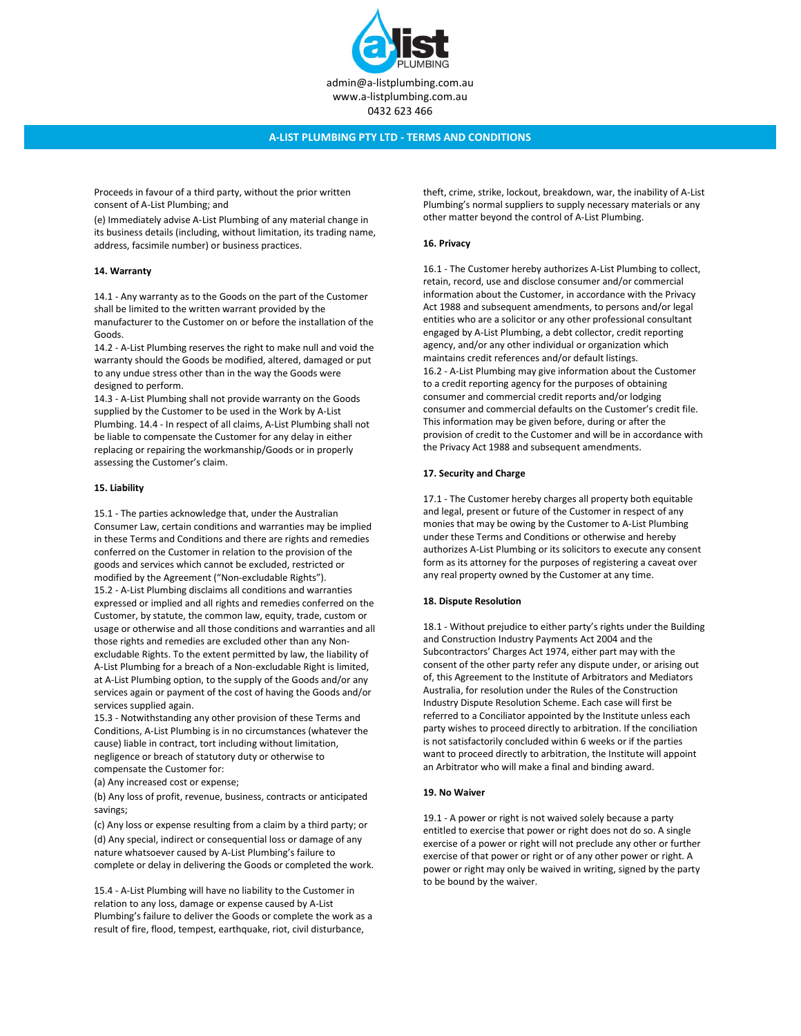Proceeds in favour of a third party, without the prior written consent of A-List Plumbing; and

(e) Immediately advise A-List Plumbing of any material change in its business details (including, without limitation, its trading name, address, facsimile number) or business practices.

**14. Warranty**

14.1 - Any warranty as to the Goods on the part of the Customer shall be limited to the written warrant provided by the manufacturer to the Customer on or before the installation of the Goods.
14.2 - A-List Plumbing reserves the right to make null and void the warranty should the Goods be modified, altered, damaged or put to any undue stress other than in the way the Goods were designed to perform.
14.3 - A-List Plumbing shall not provide warranty on the Goods supplied by the Customer to be used in the Work by A-List Plumbing. 14.4 - In respect of all claims, A-List Plumbing shall not be liable to compensate the Customer for any delay in either replacing or repairing the workmanship/Goods or in properly assessing the Customer's claim.

**15. Liability**

15.1 - The parties acknowledge that, under the Australian Consumer Law, certain conditions and warranties may be implied in these Terms and Conditions and there are rights and remedies conferred on the Customer in relation to the provision of the goods and services which cannot be excluded, restricted or modified by the Agreement ("Non-excludable Rights").
15.2 - A-List Plumbing disclaims all conditions and warranties expressed or implied and all rights and remedies conferred on the Customer, by statute, the common law, equity, trade, custom or usage or otherwise and all those conditions and warranties and all those rights and remedies are excluded other than any Non-excludable Rights. To the extent permitted by law, the liability of A-List Plumbing for a breach of a Non-excludable Right is limited, at A-List Plumbing option, to the supply of the Goods and/or any services again or payment of the cost of having the Goods and/or services supplied again.
15.3 - Notwithstanding any other provision of these Terms and Conditions, A-List Plumbing is in no circumstances (whatever the cause) liable in contract, tort including without limitation, negligence or breach of statutory duty or otherwise to compensate the Customer for:
(a) Any increased cost or expense;
(b) Any loss of profit, revenue, business, contracts or anticipated savings;
(c) Any loss or expense resulting from a claim by a third party; or
(d) Any special, indirect or consequential loss or damage of any nature whatsoever caused by A-List Plumbing's failure to complete or delay in delivering the Goods or completed the work.

15.4 - A-List Plumbing will have no liability to the Customer in relation to any loss, damage or expense caused by A-List Plumbing's failure to deliver the Goods or complete the work as a result of fire, flood, tempest, earthquake, riot, civil disturbance, theft, crime, strike, lockout, breakdown, war, the inability of A-List Plumbing's normal suppliers to supply necessary materials or any other matter beyond the control of A-List Plumbing.

**16. Privacy**

16.1 - The Customer hereby authorizes A-List Plumbing to collect, retain, record, use and disclose consumer and/or commercial information about the Customer, in accordance with the Privacy Act 1988 and subsequent amendments, to persons and/or legal entities who are a solicitor or any other professional consultant engaged by A-List Plumbing, a debt collector, credit reporting agency, and/or any other individual or organization which maintains credit references and/or default listings.
16.2 - A-List Plumbing may give information about the Customer to a credit reporting agency for the purposes of obtaining consumer and commercial credit reports and/or lodging consumer and commercial defaults on the Customer's credit file. This information may be given before, during or after the provision of credit to the Customer and will be in accordance with the Privacy Act 1988 and subsequent amendments.

**17. Security and Charge**

17.1 - The Customer hereby charges all property both equitable and legal, present or future of the Customer in respect of any monies that may be owing by the Customer to A-List Plumbing under these Terms and Conditions or otherwise and hereby authorizes A-List Plumbing or its solicitors to execute any consent form as its attorney for the purposes of registering a caveat over any real property owned by the Customer at any time.

**18. Dispute Resolution**

18.1 - Without prejudice to either party's rights under the Building and Construction Industry Payments Act 2004 and the Subcontractors' Charges Act 1974, either part may with the consent of the other party refer any dispute under, or arising out of, this Agreement to the Institute of Arbitrators and Mediators Australia, for resolution under the Rules of the Construction Industry Dispute Resolution Scheme. Each case will first be referred to a Conciliator appointed by the Institute unless each party wishes to proceed directly to arbitration. If the conciliation is not satisfactorily concluded within 6 weeks or if the parties want to proceed directly to arbitration, the Institute will appoint an Arbitrator who will make a final and binding award.

**19. No Waiver**

19.1 - A power or right is not waived solely because a party entitled to exercise that power or right does not do so. A single exercise of a power or right will not preclude any other or further exercise of that power or right or of any other power or right. A power or right may only be waived in writing, signed by the party to be bound by the waiver.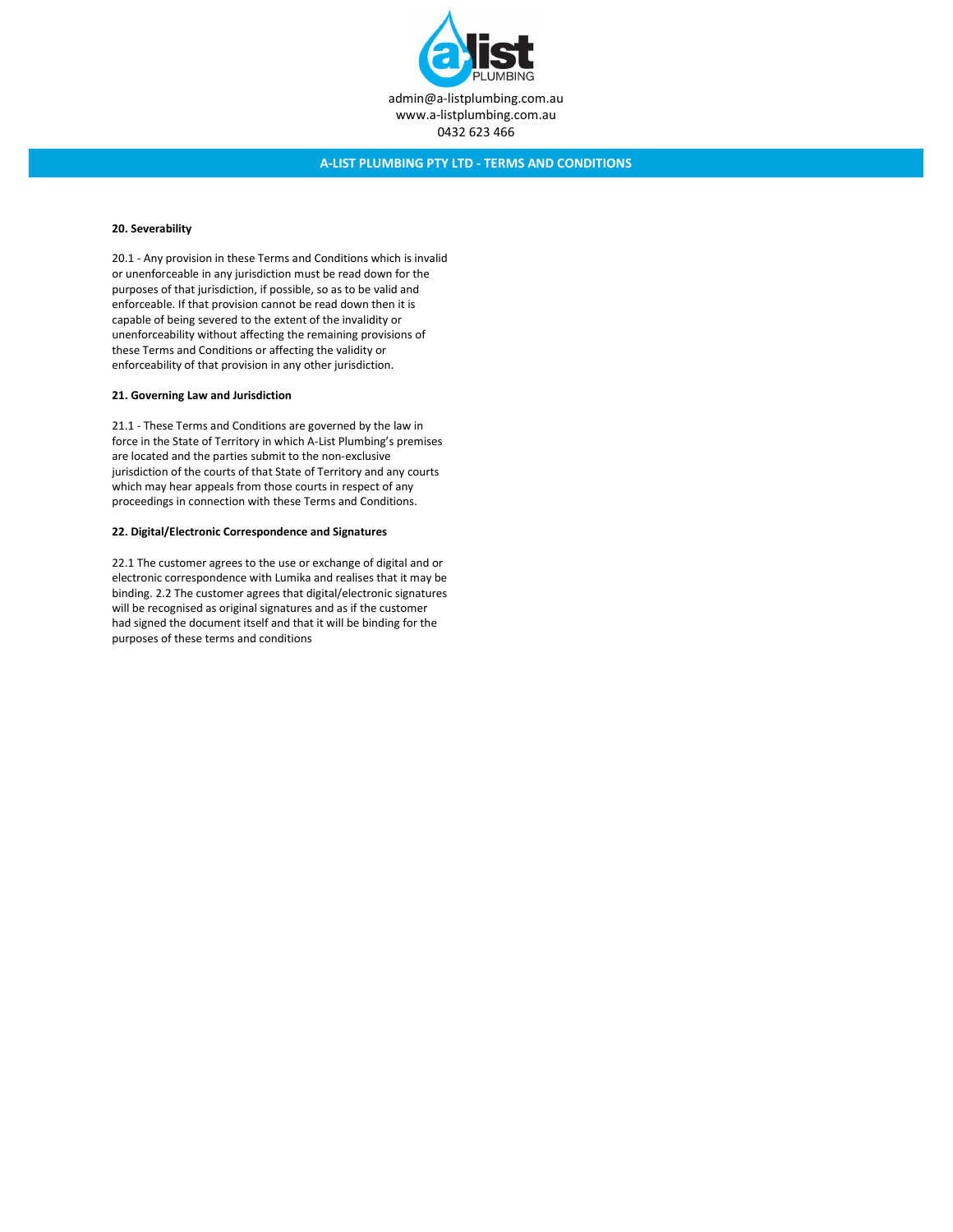# A-LIST PLUMBING PTY LTD - TERMS AND CONDITIONS

**20. Severability**

20.1 - Any provision in these Terms and Conditions which is invalid or unenforceable in any jurisdiction must be read down for the purposes of that jurisdiction, if possible, so as to be valid and enforceable. If that provision cannot be read down then it is capable of being severed to the extent of the invalidity or unenforceability without affecting the remaining provisions of these Terms and Conditions or affecting the validity or enforceability of that provision in any other jurisdiction.

**21. Governing Law and Jurisdiction**

21.1 - These Terms and Conditions are governed by the law in force in the State of Territory in which A-List Plumbing's premises are located and the parties submit to the non-exclusive jurisdiction of the courts of that State of Territory and any courts which may hear appeals from those courts in respect of any proceedings in connection with these Terms and Conditions.

**22. Digital/Electronic Correspondence and Signatures**

22.1 The customer agrees to the use or exchange of digital and or electronic correspondence with Lumika and realises that it may be binding. 2.2 The customer agrees that digital/electronic signatures will be recognised as original signatures and as if the customer had signed the document itself and that it will be binding for the purposes of these terms and conditions